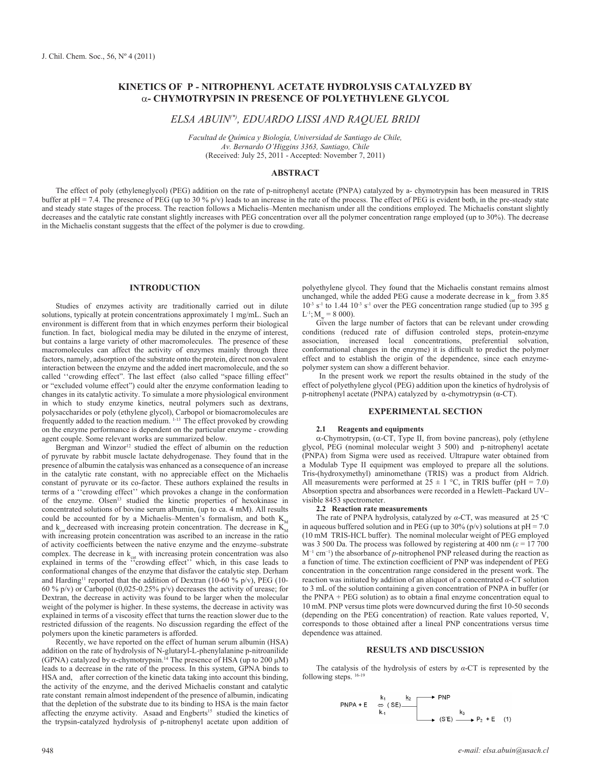# KINETICS OF P - NITROPHENYL ACETATE HYDROLYSIS CATALYZED BY α- CHYMOTRYPSIN IN PRESENCE OF POLYETHYLENE GLYCOL

*ELSA ABUIN(*), EDUARDO LISSI AND RAQUEL BRIDI*

*Facultad de Química y Biología, Universidad de Santiago de Chile, Av. Bernardo O'Higgins 3363, Santiago, Chile*
(Received: July 25, 2011 - Accepted: November 7, 2011)

## ABSTRACT

The effect of poly (ethyleneglycol) (PEG) addition on the rate of p-nitrophenyl acetate (PNPA) catalyzed by a- chymotrypsin has been measured in TRIS buffer at pH = 7.4. The presence of PEG (up to 30 % p/v) leads to an increase in the rate of the process. The effect of PEG is evident both, in the pre-steady state and steady state stages of the process. The reaction follows a Michaelis–Menten mechanism under all the conditions employed. The Michaelis constant slightly decreases and the catalytic rate constant slightly increases with PEG concentration over all the polymer concentration range employed (up to 30%). The decrease in the Michaelis constant suggests that the effect of the polymer is due to crowding.

## INTRODUCTION

Studies of enzymes activity are traditionally carried out in dilute solutions, typically at protein concentrations approximately 1 mg/mL. Such an environment is different from that in which enzymes perform their biological function. In fact, biological media may be diluted in the enzyme of interest, but contains a large variety of other macromolecules. The presence of these macromolecules can affect the activity of enzymes mainly through three factors, namely, adsorption of the substrate onto the protein, direct non covalent interaction between the enzyme and the added inert macromolecule, and the so called ''crowding effect". The last effect (also called "space filling effect" or "excluded volume effect") could alter the enzyme conformation leading to changes in its catalytic activity. To simulate a more physiological environment in which to study enzyme kinetics, neutral polymers such as dextrans, polysaccharides or poly (ethylene glycol), Carbopol or biomacromolecules are frequently added to the reaction medium. [1-13] The effect provoked by crowding on the enzyme performance is dependent on the particular enzyme - crowding agent couple. Some relevant works are summarized below.

Bergman and Winzor[12] studied the effect of albumin on the reduction of pyruvate by rabbit muscle lactate dehydrogenase. They found that in the presence of albumin the catalysis was enhanced as a consequence of an increase in the catalytic rate constant, with no appreciable effect on the Michaelis constant of pyruvate or its co-factor. These authors explained the results in terms of a ''crowding effect'' which provokes a change in the conformation of the enzyme. Olsen[13] studied the kinetic properties of hexokinase in concentrated solutions of bovine serum albumin, (up to ca. 4 mM). All results could be accounted for by a Michaelis–Menten's formalism, and both $K_M$ and $k_{cat}$ decreased with increasing protein concentration. The decrease in $K_M$ with increasing protein concentration was ascribed to an increase in the ratio of activity coefficients between the native enzyme and the enzyme–substrate complex. The decrease in $k_{cat}$ with increasing protein concentration was also explained in terms of the ''crowding effect'' which, in this case leads to conformational changes of the enzyme that disfavor the catalytic step. Derham and Harding[11] reported that the addition of Dextran (10-60 % p/v), PEG (10-60 % p/v) or Carbopol (0,025-0.25% p/v) decreases the activity of urease; for Dextran, the decrease in activity was found to be larger when the molecular weight of the polymer is higher. In these systems, the decrease in activity was explained in terms of a viscosity effect that turns the reaction slower due to the restricted difussion of the reagents. No discussion regarding the effect of the polymers upon the kinetic parameters is afforded.

Recently, we have reported on the effect of human serum albumin (HSA) addition on the rate of hydrolysis of N-glutaryl-L-phenylalanine p-nitroanilide (GPNA) catalyzed by α-chymotrypsin.[14] The presence of HSA (up to 200 μM) leads to a decrease in the rate of the process. In this system, GPNA binds to HSA and, after correction of the kinetic data taking into account this binding, the activity of the enzyme, and the derived Michaelis constant and catalytic rate constant remain almost independent of the presence of albumin, indicating that the depletion of the substrate due to its binding to HSA is the main factor affecting the enzyme activity. Asaad and Engberts[15] studied the kinetics of the trypsin-catalyzed hydrolysis of p-nitrophenyl acetate upon addition of polyethylene glycol. They found that the Michaelis constant remains almost unchanged, while the added PEG cause a moderate decrease in $k_{cat}$ from 3.85 $10^{-3}$ $s^{-1}$ to 1.44 $10^{-3}$ $s^{-1}$ over the PEG concentration range studied (up to 395 g $L^{-1}$; $M_w$ = 8 000).

Given the large number of factors that can be relevant under crowding conditions (reduced rate of diffusion controled steps, protein-enzyme association, increased local concentrations, preferential solvation, conformational changes in the enzyme) it is difficult to predict the polymer effect and to establish the origin of the dependence, since each enzyme-polymer system can show a different behavior.

In the present work we report the results obtained in the study of the effect of polyethylene glycol (PEG) addition upon the kinetics of hydrolysis of p-nitrophenyl acetate (PNPA) catalyzed by α-chymotrypsin (α-CT).

## EXPERIMENTAL SECTION

### 2.1 Reagents and equipments

α-Chymotrypsin, (α-CT, Type II, from bovine pancreas), poly (ethylene glycol, PEG (nominal molecular weight 3 500) and p-nitrophenyl acetate (PNPA) from Sigma were used as received. Ultrapure water obtained from a Modulab Type II equipment was employed to prepare all the solutions. Tris-(hydroxymethyl) aminomethane (TRIS) was a product from Aldrich. All measurements were performed at 25 ± 1 °C, in TRIS buffer (pH = 7.0) Absorption spectra and absorbances were recorded in a Hewlett–Packard UV–visible 8453 spectrometer.

### 2.2 Reaction rate measurements

The rate of PNPA hydrolysis, catalyzed by *α*-CT, was measured at 25 °C in aqueous buffered solution and in PEG (up to 30% (p/v) solutions at pH = 7.0 (10 mM TRIS-HCL buffer). The nominal molecular weight of PEG employed was 3 500 Da. The process was followed by registering at 400 nm (*ε* = 17 700 $M^{-1}$ $cm^{-1}$) the absorbance of *p*-nitrophenol PNP released during the reaction as a function of time. The extinction coefficient of PNP was independent of PEG concentration in the concentration range considered in the present work. The reaction was initiated by addition of an aliquot of a concentrated *α*-CT solution to 3 mL of the solution containing a given concentration of PNPA in buffer (or the PNPA + PEG solution) as to obtain a final enzyme concentration equal to 10 mM. PNP versus time plots were downcurved during the first 10-50 seconds (depending on the PEG concentration) of reaction. Rate values reported, V, corresponds to those obtained after a lineal PNP concentrations versus time dependence was attained.

## RESULTS AND DISCUSSION

The catalysis of the hydrolysis of esters by *α*-CT is represented by the following steps. [16-19]

$$\text{PNPA} + \text{E} \underset{k_{-1}}{\overset{k_1}{\rightleftharpoons}} (\text{SE}) \xrightarrow{k_2} \text{PNP} + (\text{S'E}) \xrightarrow{k_3} \text{P}_2 + \text{E} \quad (1)$$

e-mail: elsa.abuin@usach.cl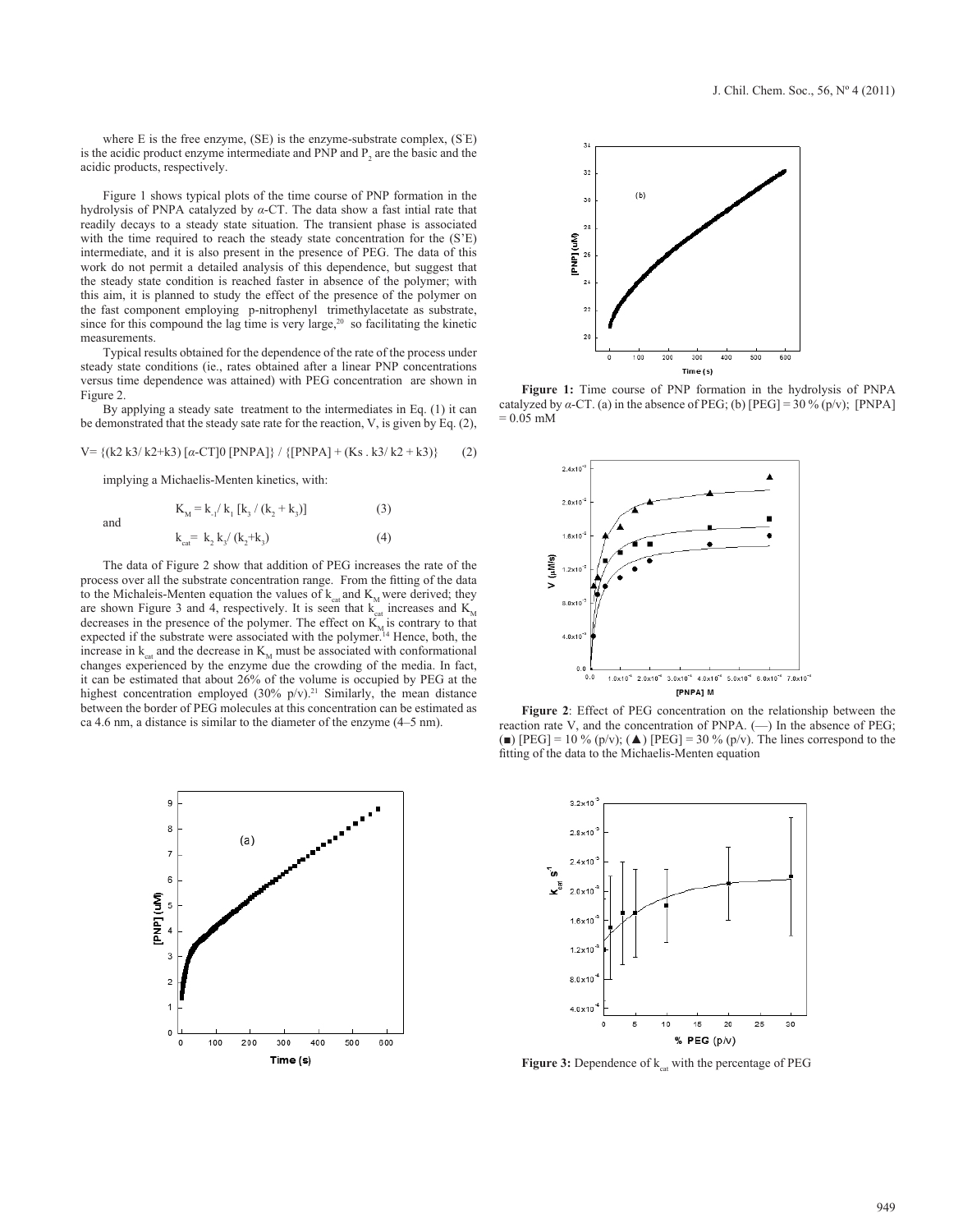where E is the free enzyme, (SE) is the enzyme-substrate complex, (S'E) is the acidic product enzyme intermediate and PNP and $P_2$ are the basic and the acidic products, respectively.

Figure 1 shows typical plots of the time course of PNP formation in the hydrolysis of PNPA catalyzed by *α*-CT. The data show a fast intial rate that readily decays to a steady state situation. The transient phase is associated with the time required to reach the steady state concentration for the (S'E) intermediate, and it is also present in the presence of PEG. The data of this work do not permit a detailed analysis of this dependence, but suggest that the steady state condition is reached faster in absence of the polymer; with this aim, it is planned to study the effect of the presence of the polymer on the fast component employing p-nitrophenyl trimethylacetate as substrate, since for this compound the lag time is very large,[20] so facilitating the kinetic measurements.

Typical results obtained for the dependence of the rate of the process under steady state conditions (ie., rates obtained after a linear PNP concentrations versus time dependence was attained) with PEG concentration are shown in Figure 2.

By applying a steady sate treatment to the intermediates in Eq. (1) it can be demonstrated that the steady sate rate for the reaction, V, is given by Eq. (2),

$$V= \{(k2\ k3/\ k2+k3)\ [\alpha\text{-CT}]0\ [PNPA]\}\ /\ \{[PNPA] + (Ks\ .\ k3/\ k2 + k3)\} \qquad (2)$$

implying a Michaelis-Menten kinetics, with:

$$K_M = k_{-1}/\ k_1\ [k_3\ /\ (k_2 + k_3)] \qquad (3)$$

and

$$k_{cat} = k_2\ k_3/\ (k_2+k_3) \qquad (4)$$

The data of Figure 2 show that addition of PEG increases the rate of the process over all the substrate concentration range. From the fitting of the data to the Michaleis-Menten equation the values of $k_{cat}$ and $K_M$ were derived; they are shown Figure 3 and 4, respectively. It is seen that $k_{cat}$ increases and $K_M$ decreases in the presence of the polymer. The effect on $K_M$ is contrary to that expected if the substrate were associated with the polymer.[14] Hence, both, the increase in $k_{cat}$ and the decrease in $K_M$ must be associated with conformational changes experienced by the enzyme due the crowding of the media. In fact, it can be estimated that about 26% of the volume is occupied by PEG at the highest concentration employed (30% p/v).[21] Similarly, the mean distance between the border of PEG molecules at this concentration can be estimated as ca 4.6 nm, a distance is similar to the diameter of the enzyme (4–5 nm).

**Figure 1:** Time course of PNP formation in the hydrolysis of PNPA catalyzed by *α*-CT. (a) in the absence of PEG; (b) [PEG] = 30 % (p/v); [PNPA] = 0.05 mM

**Figure 2**: Effect of PEG concentration on the relationship between the reaction rate V, and the concentration of PNPA. (—) In the absence of PEG; (■) [PEG] = 10 % (p/v); (▲) [PEG] = 30 % (p/v). The lines correspond to the fitting of the data to the Michaelis-Menten equation

**Figure 3:** Dependence of $k_{cat}$ with the percentage of PEG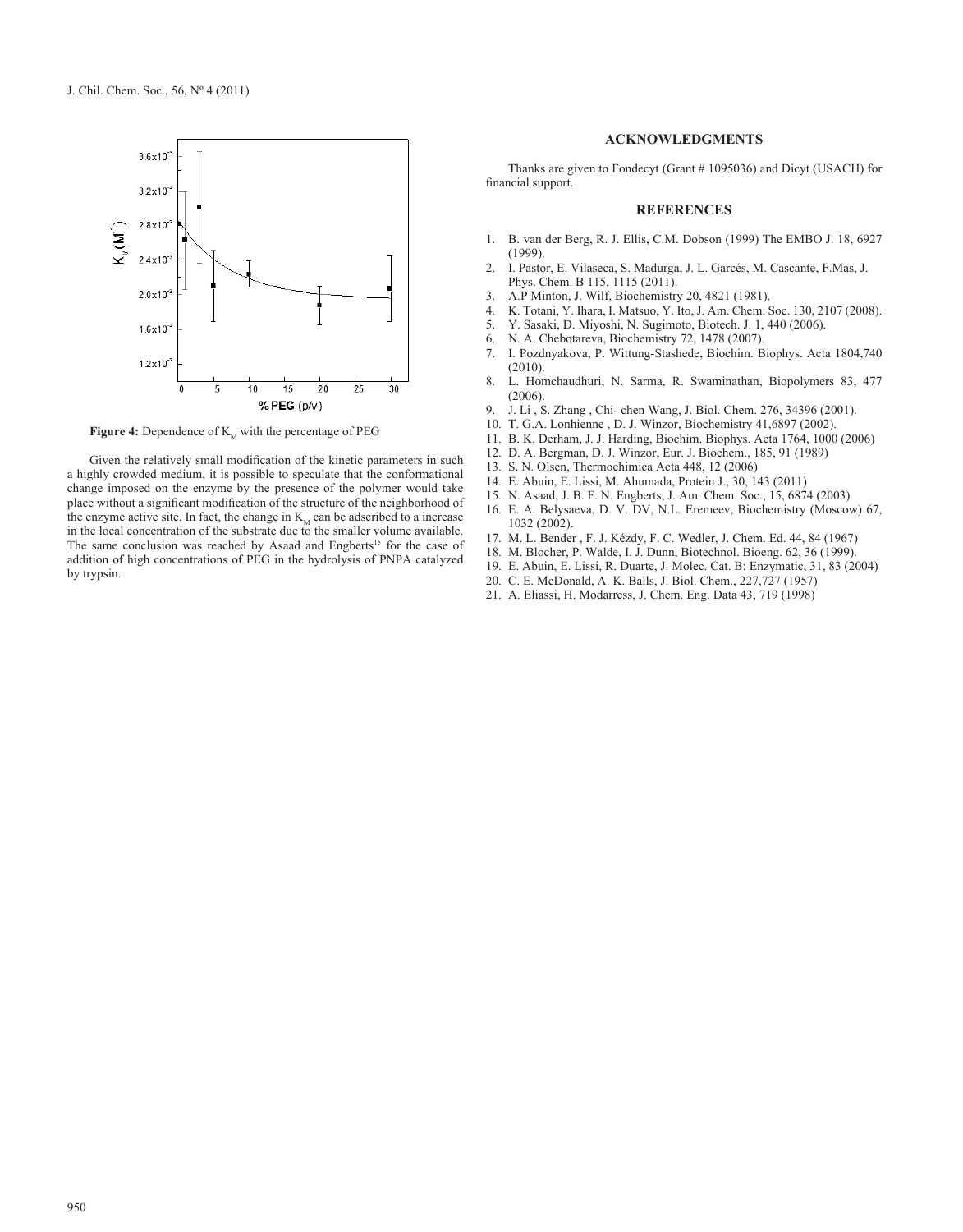$3.6\times10^{-3}$
$3.2\times10^{-3}$
$2.8\times10^{-3}$
$2.4\times10^{-3}$
$2.0\times10^{-3}$
$1.6\times10^{-3}$
$1.2\times10^{-3}$
$K_M(M^{-1})$
0 5 10 15 20 25 30
% PEG (p/v)

**Figure 4:** Dependence of $K_M$ with the percentage of PEG

Given the relatively small modification of the kinetic parameters in such a highly crowded medium, it is possible to speculate that the conformational change imposed on the enzyme by the presence of the polymer would take place without a significant modification of the structure of the neighborhood of the enzyme active site. In fact, the change in $K_M$ can be adscribed to a increase in the local concentration of the substrate due to the smaller volume available. The same conclusion was reached by Asaad and Engberts[15] for the case of addition of high concentrations of PEG in the hydrolysis of PNPA catalyzed by trypsin.

## ACKNOWLEDGMENTS

Thanks are given to Fondecyt (Grant # 1095036) and Dicyt (USACH) for financial support.

## REFERENCES

1. B. van der Berg, R. J. Ellis, C.M. Dobson (1999) The EMBO J. 18, 6927 (1999).
2. I. Pastor, E. Vilaseca, S. Madurga, J. L. Garcés, M. Cascante, F.Mas, J. Phys. Chem. B 115, 1115 (2011).
3. A.P Minton, J. Wilf, Biochemistry 20, 4821 (1981).
4. K. Totani, Y. Ihara, I. Matsuo, Y. Ito, J. Am. Chem. Soc. 130, 2107 (2008).
5. Y. Sasaki, D. Miyoshi, N. Sugimoto, Biotech. J. 1, 440 (2006).
6. N. A. Chebotareva, Biochemistry 72, 1478 (2007).
7. I. Pozdnyakova, P. Wittung-Stashede, Biochim. Biophys. Acta 1804,740 (2010).
8. L. Homchaudhuri, N. Sarma, R. Swaminathan, Biopolymers 83, 477 (2006).
9. J. Li , S. Zhang , Chi- chen Wang, J. Biol. Chem. 276, 34396 (2001).
10. T. G.A. Lonhienne , D. J. Winzor, Biochemistry 41,6897 (2002).
11. B. K. Derham, J. J. Harding, Biochim. Biophys. Acta 1764, 1000 (2006)
12. D. A. Bergman, D. J. Winzor, Eur. J. Biochem., 185, 91 (1989)
13. S. N. Olsen, Thermochimica Acta 448, 12 (2006)
14. E. Abuin, E. Lissi, M. Ahumada, Protein J., 30, 143 (2011)
15. N. Asaad, J. B. F. N. Engberts, J. Am. Chem. Soc., 15, 6874 (2003)
16. E. A. Belysaeva, D. V. DV, N.L. Eremeev, Biochemistry (Moscow) 67, 1032 (2002).
17. M. L. Bender , F. J. Kézdy, F. C. Wedler, J. Chem. Ed. 44, 84 (1967)
18. M. Blocher, P. Walde, I. J. Dunn, Biotechnol. Bioeng. 62, 36 (1999).
19. E. Abuin, E. Lissi, R. Duarte, J. Molec. Cat. B: Enzymatic, 31, 83 (2004)
20. C. E. McDonald, A. K. Balls, J. Biol. Chem., 227,727 (1957)
21. A. Eliassi, H. Modarress, J. Chem. Eng. Data 43, 719 (1998)